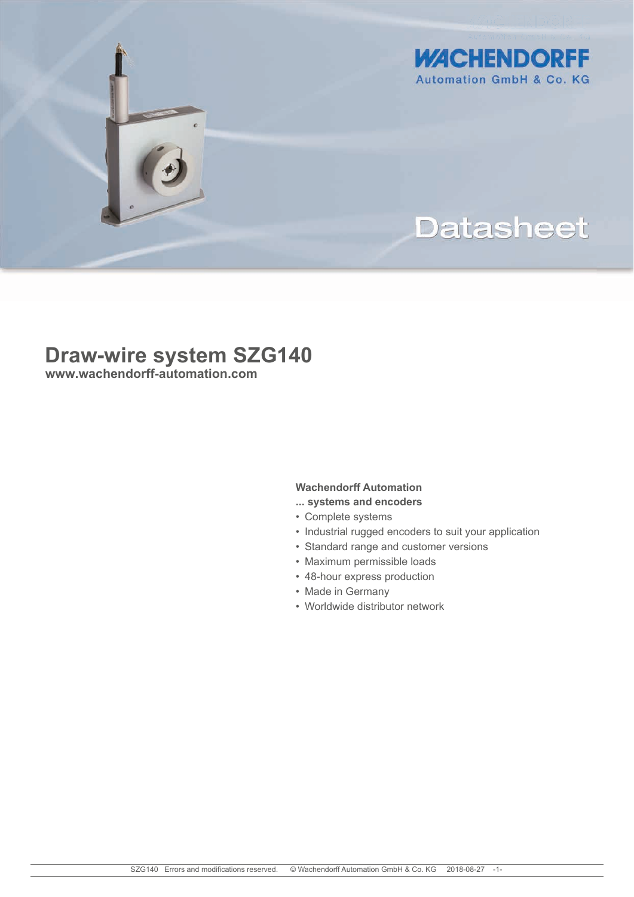**WACHENDORFF**
Automation GmbH & Co. KG

Datasheet

# Draw-wire system SZG140

**www.wachendorff-automation.com**

**Wachendorff Automation**
**... systems and encoders**

- Complete systems
- Industrial rugged encoders to suit your application
- Standard range and customer versions
- Maximum permissible loads
- 48-hour express production
- Made in Germany
- Worldwide distributor network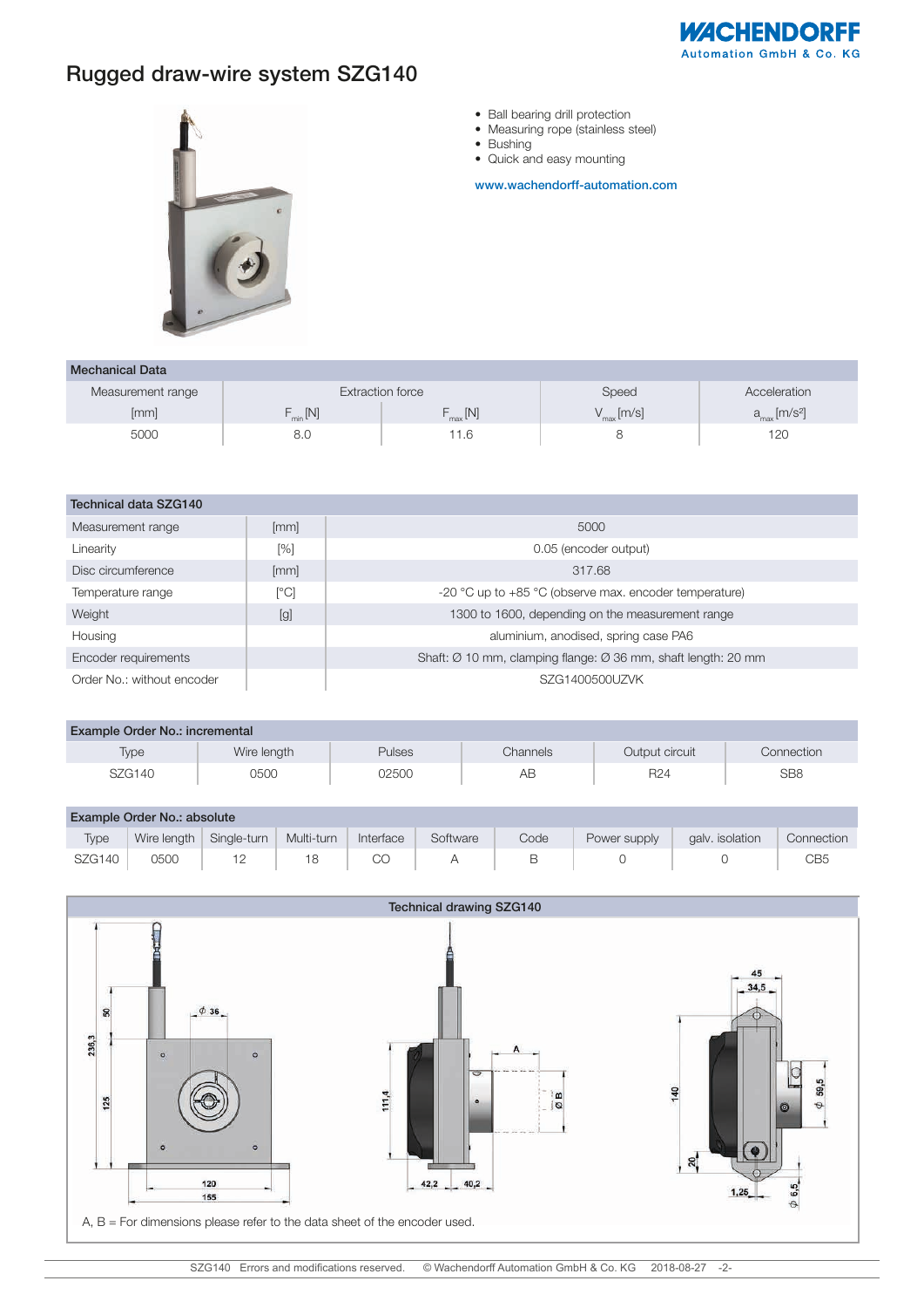# Rugged draw-wire system SZG140

- Ball bearing drill protection
- Measuring rope (stainless steel)
- Bushing
- Quick and easy mounting

www.wachendorff-automation.com

| Mechanical Data | | | | |
|---|---|---|---|---|
| Measurement range | Extraction force | | Speed | Acceleration |
| [mm] | $F_{min}$ [N] | $F_{max}$ [N] | $V_{max}$ [m/s] | $a_{max}$ [m/s²] |
| 5000 | 8.0 | 11.6 | 8 | 120 |

| Technical data SZG140 | | |
|---|---|---|
| Measurement range | [mm] | 5000 |
| Linearity | [%] | 0.05 (encoder output) |
| Disc circumference | [mm] | 317.68 |
| Temperature range | [°C] | -20 °C up to +85 °C (observe max. encoder temperature) |
| Weight | [g] | 1300 to 1600, depending on the measurement range |
| Housing | | aluminium, anodised, spring case PA6 |
| Encoder requirements | | Shaft: Ø 10 mm, clamping flange: Ø 36 mm, shaft length: 20 mm |
| Order No.: without encoder | | SZG1400500UZVK |

**Example Order No.: incremental**

| Type | Wire length | Pulses | Channels | Output circuit | Connection |
|---|---|---|---|---|---|
| SZG140 | 0500 | 02500 | AB | R24 | SB8 |

**Example Order No.: absolute**

| Type | Wire length | Single-turn | Multi-turn | Interface | Software | Code | Power supply | galv. isolation | Connection |
|---|---|---|---|---|---|---|---|---|---|
| SZG140 | 0500 | 12 | 18 | CO | A | B | 0 | 0 | CB5 |

**Technical drawing SZG140**

A, B = For dimensions please refer to the data sheet of the encoder used.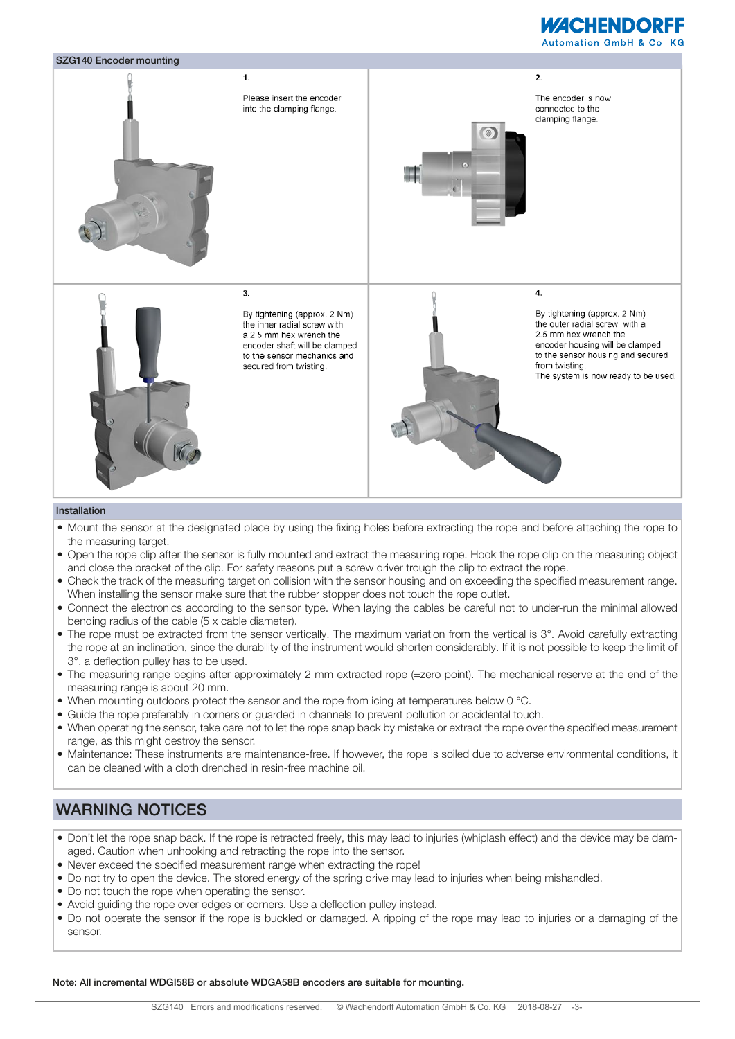## SZG140 Encoder mounting

**1.**

Please insert the encoder into the clamping flange.

**2.**

The encoder is now connected to the clamping flange.

**3.**

By tightening (approx. 2 Nm) the inner radial screw with a 2.5 mm hex wrench the encoder shaft will be clamped to the sensor mechanics and secured from twisting.

**4.**

By tightening (approx. 2 Nm) the outer radial screw with a 2.5 mm hex wrench the encoder housing will be clamped to the sensor housing and secured from twisting.
The system is now ready to be used.

## Installation

- Mount the sensor at the designated place by using the fixing holes before extracting the rope and before attaching the rope to the measuring target.
- Open the rope clip after the sensor is fully mounted and extract the measuring rope. Hook the rope clip on the measuring object and close the bracket of the clip. For safety reasons put a screw driver trough the clip to extract the rope.
- Check the track of the measuring target on collision with the sensor housing and on exceeding the specified measurement range. When installing the sensor make sure that the rubber stopper does not touch the rope outlet.
- Connect the electronics according to the sensor type. When laying the cables be careful not to under-run the minimal allowed bending radius of the cable (5 x cable diameter).
- The rope must be extracted from the sensor vertically. The maximum variation from the vertical is 3°. Avoid carefully extracting the rope at an inclination, since the durability of the instrument would shorten considerably. If it is not possible to keep the limit of 3°, a deflection pulley has to be used.
- The measuring range begins after approximately 2 mm extracted rope (=zero point). The mechanical reserve at the end of the measuring range is about 20 mm.
- When mounting outdoors protect the sensor and the rope from icing at temperatures below 0 °C.
- Guide the rope preferably in corners or guarded in channels to prevent pollution or accidental touch.
- When operating the sensor, take care not to let the rope snap back by mistake or extract the rope over the specified measurement range, as this might destroy the sensor.
- Maintenance: These instruments are maintenance-free. If however, the rope is soiled due to adverse environmental conditions, it can be cleaned with a cloth drenched in resin-free machine oil.

## WARNING NOTICES

- Don't let the rope snap back. If the rope is retracted freely, this may lead to injuries (whiplash effect) and the device may be damaged. Caution when unhooking and retracting the rope into the sensor.
- Never exceed the specified measurement range when extracting the rope!
- Do not try to open the device. The stored energy of the spring drive may lead to injuries when being mishandled.
- Do not touch the rope when operating the sensor.
- Avoid guiding the rope over edges or corners. Use a deflection pulley instead.
- Do not operate the sensor if the rope is buckled or damaged. A ripping of the rope may lead to injuries or a damaging of the sensor.

**Note: All incremental WDGI58B or absolute WDGA58B encoders are suitable for mounting.**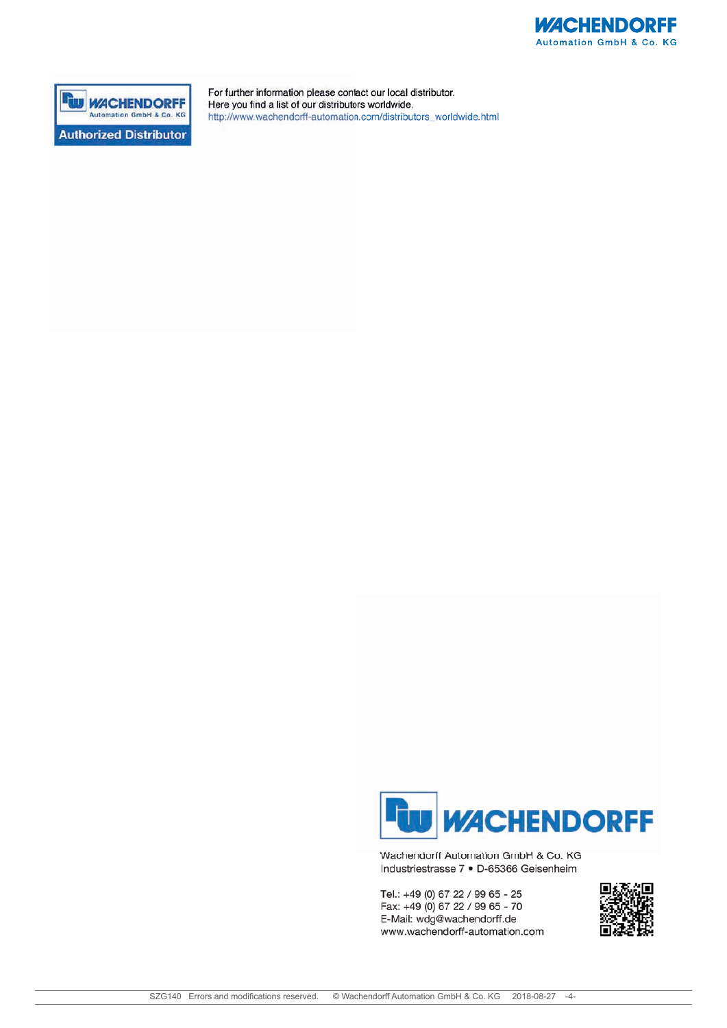WACHENDORFF
Authorized Distributor

For further information please contact our local distributor.
Here you find a list of our distributors worldwide.
http://www.wachendorff-automation.com/distributors_worldwide.html

WACHENDORFF

Wachendorff Automation GmbH & Co. KG
Industriestrasse 7 • D-65366 Geisenheim

Tel.: +49 (0) 67 22 / 99 65 - 25
Fax: +49 (0) 67 22 / 99 65 - 70
E-Mail: wdg@wachendorff.de
www.wachendorff-automation.com

SZG140 Errors and modifications reserved. © Wachendorff Automation GmbH & Co. KG 2018-08-27